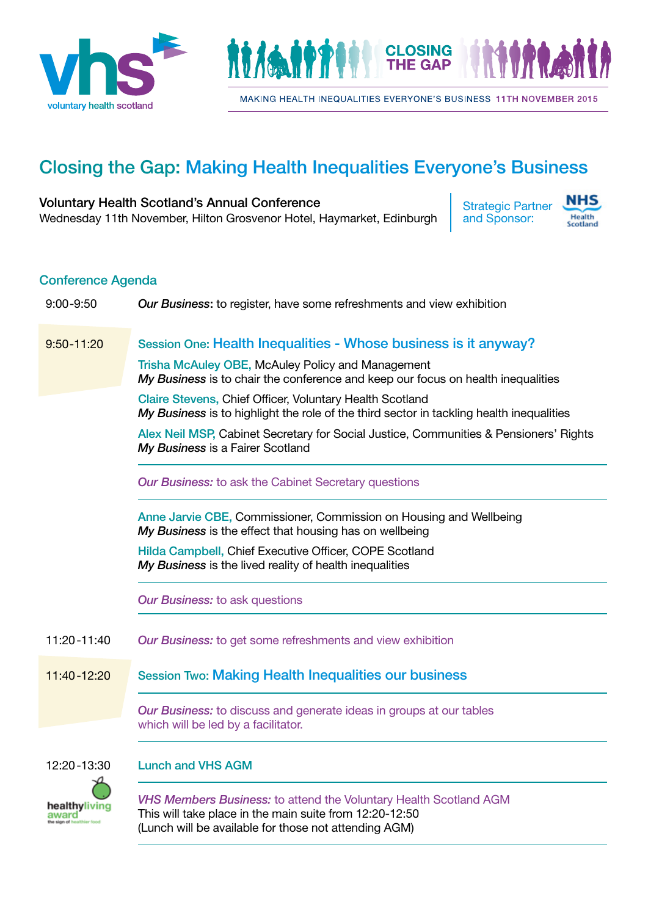vhs
voluntary health scotland

CLOSING THE GAP

MAKING HEALTH INEQUALITIES EVERYONE'S BUSINESS 11TH NOVEMBER 2015

# Closing the Gap: Making Health Inequalities Everyone's Business

**Voluntary Health Scotland's Annual Conference**
Wednesday 11th November, Hilton Grosvenor Hotel, Haymarket, Edinburgh

Strategic Partner and Sponsor: NHS Health Scotland

## Conference Agenda

**9:00-9:50**

***Our Business***: to register, have some refreshments and view exhibition

**9:50-11:20**

### Session One: Health Inequalities - Whose business is it anyway?

Trisha McAuley OBE, McAuley Policy and Management
***My Business*** is to chair the conference and keep our focus on health inequalities

Claire Stevens, Chief Officer, Voluntary Health Scotland
***My Business*** is to highlight the role of the third sector in tackling health inequalities

Alex Neil MSP, Cabinet Secretary for Social Justice, Communities & Pensioners' Rights
***My Business*** is a Fairer Scotland

*Our Business:* to ask the Cabinet Secretary questions

Anne Jarvie CBE, Commissioner, Commission on Housing and Wellbeing
***My Business*** is the effect that housing has on wellbeing

Hilda Campbell, Chief Executive Officer, COPE Scotland
***My Business*** is the lived reality of health inequalities

*Our Business:* to ask questions

**11:20-11:40**

*Our Business:* to get some refreshments and view exhibition

**11:40-12:20**

### Session Two: Making Health Inequalities our business

*Our Business:* to discuss and generate ideas in groups at our tables which will be led by a facilitator.

**12:20-13:30**

### Lunch and VHS AGM

healthyliving award – the sign of healthier food

*VHS Members Business:* to attend the Voluntary Health Scotland AGM
This will take place in the main suite from 12:20-12:50
(Lunch will be available for those not attending AGM)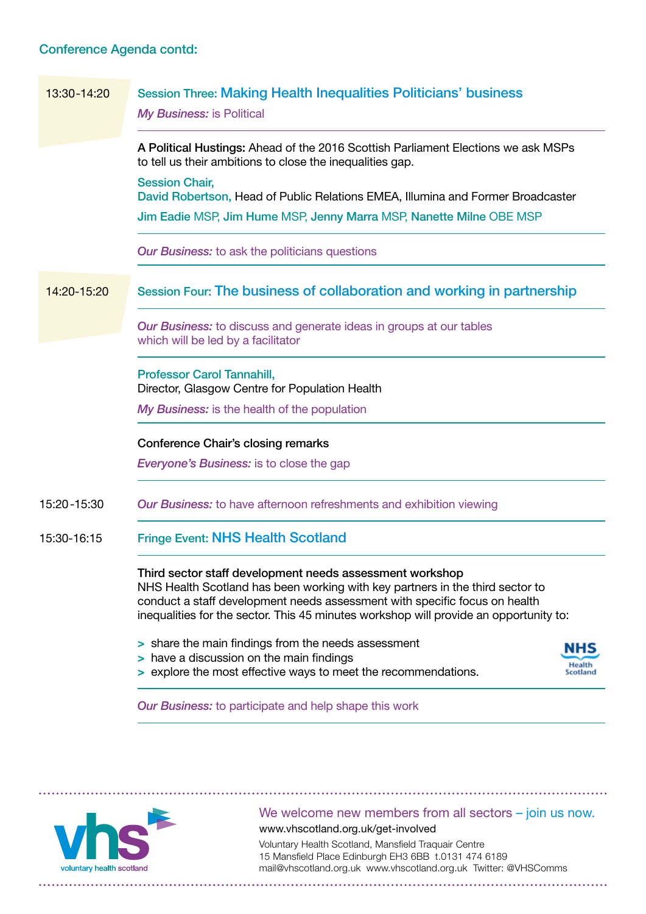## Conference Agenda contd:

**13:30-14:20**

### Session Three: Making Health Inequalities Politicians' business

***My Business:*** is Political

**A Political Hustings:** Ahead of the 2016 Scottish Parliament Elections we ask MSPs to tell us their ambitions to close the inequalities gap.

**Session Chair,**
**David Robertson,** Head of Public Relations EMEA, Illumina and Former Broadcaster

**Jim Eadie** MSP, **Jim Hume** MSP, **Jenny Marra** MSP, **Nanette Milne** OBE MSP

***Our Business:*** to ask the politicians questions

**14:20-15:20**

### Session Four: The business of collaboration and working in partnership

***Our Business:*** to discuss and generate ideas in groups at our tables which will be led by a facilitator

**Professor Carol Tannahill,**
Director, Glasgow Centre for Population Health

***My Business:*** is the health of the population

**Conference Chair's closing remarks**

***Everyone's Business:*** is to close the gap

**15:20-15:30**

***Our Business:*** to have afternoon refreshments and exhibition viewing

**15:30-16:15**

### Fringe Event: NHS Health Scotland

**Third sector staff development needs assessment workshop**
NHS Health Scotland has been working with key partners in the third sector to conduct a staff development needs assessment with specific focus on health inequalities for the sector. This 45 minutes workshop will provide an opportunity to:

- share the main findings from the needs assessment
- have a discussion on the main findings
- explore the most effective ways to meet the recommendations.

NHS Health Scotland

***Our Business:*** to participate and help shape this work

vhs voluntary health scotland

We welcome new members from all sectors – join us now.
www.vhscotland.org.uk/get-involved

Voluntary Health Scotland, Mansfield Traquair Centre
15 Mansfield Place Edinburgh EH3 6BB t.0131 474 6189
mail@vhscotland.org.uk www.vhscotland.org.uk Twitter: @VHSComms